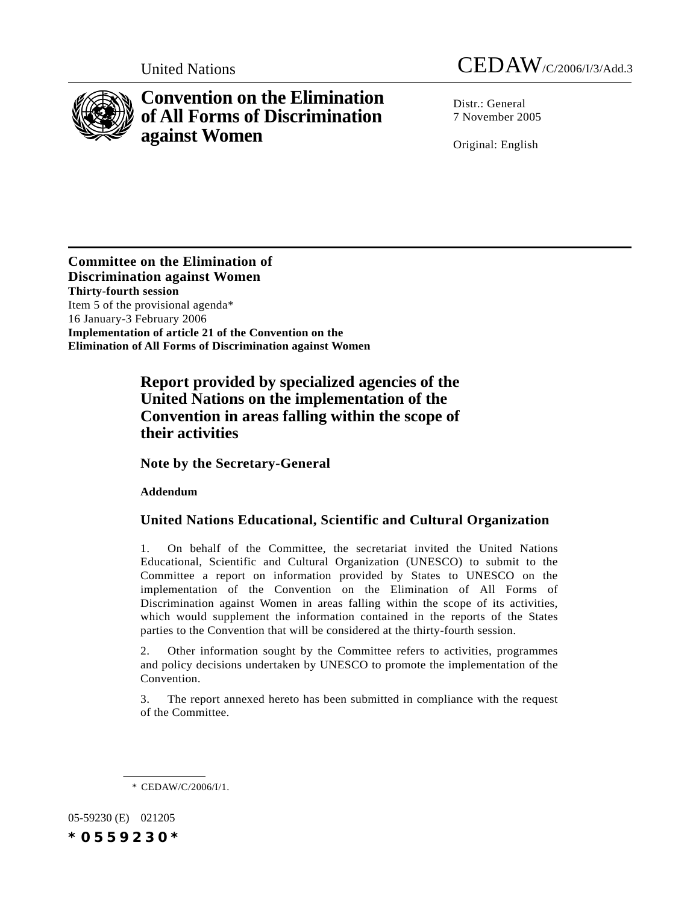United Nations CEDAW/C/2006/I/3/Add.3

# Convention on the Elimination of All Forms of Discrimination against Women

Distr.: General
7 November 2005

Original: English

**Committee on the Elimination of Discrimination against Women**
**Thirty-fourth session**
Item 5 of the provisional agenda*
16 January-3 February 2006
**Implementation of article 21 of the Convention on the Elimination of All Forms of Discrimination against Women**

## Report provided by specialized agencies of the United Nations on the implementation of the Convention in areas falling within the scope of their activities

### Note by the Secretary-General

**Addendum**

### United Nations Educational, Scientific and Cultural Organization

1. On behalf of the Committee, the secretariat invited the United Nations Educational, Scientific and Cultural Organization (UNESCO) to submit to the Committee a report on information provided by States to UNESCO on the implementation of the Convention on the Elimination of All Forms of Discrimination against Women in areas falling within the scope of its activities, which would supplement the information contained in the reports of the States parties to the Convention that will be considered at the thirty-fourth session.

2. Other information sought by the Committee refers to activities, programmes and policy decisions undertaken by UNESCO to promote the implementation of the Convention.

3. The report annexed hereto has been submitted in compliance with the request of the Committee.

* CEDAW/C/2006/I/1.

05-59230 (E) 021205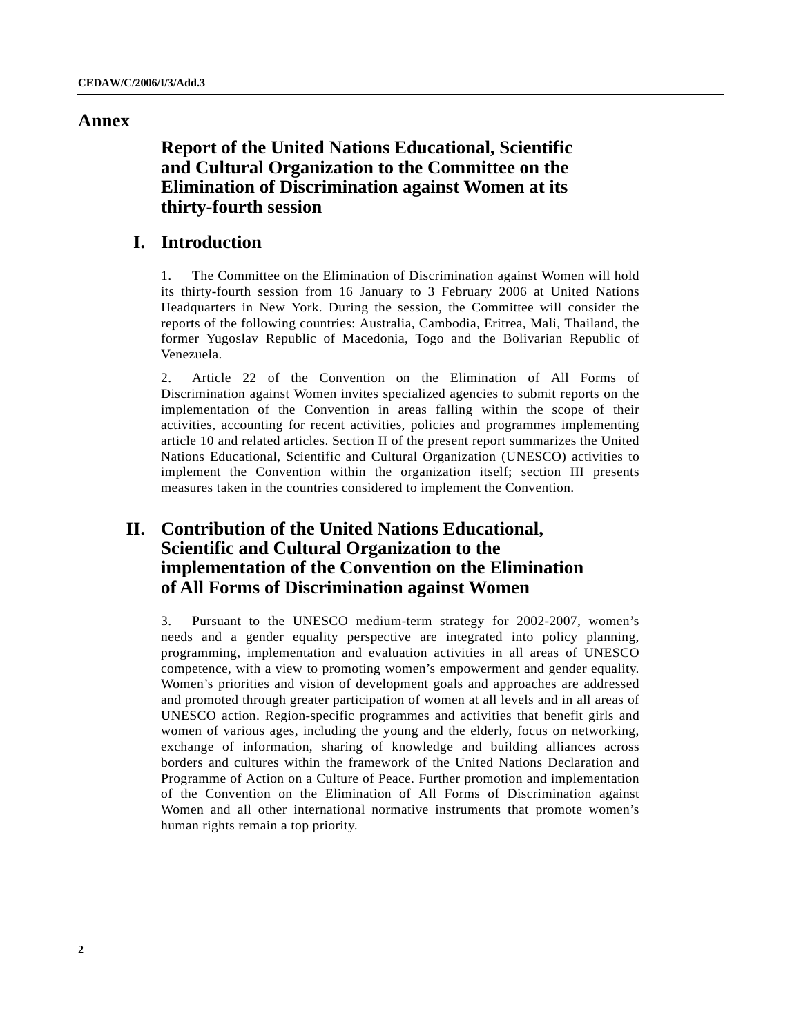# Annex

## Report of the United Nations Educational, Scientific and Cultural Organization to the Committee on the Elimination of Discrimination against Women at its thirty-fourth session

## I. Introduction

1. The Committee on the Elimination of Discrimination against Women will hold its thirty-fourth session from 16 January to 3 February 2006 at United Nations Headquarters in New York. During the session, the Committee will consider the reports of the following countries: Australia, Cambodia, Eritrea, Mali, Thailand, the former Yugoslav Republic of Macedonia, Togo and the Bolivarian Republic of Venezuela.

2. Article 22 of the Convention on the Elimination of All Forms of Discrimination against Women invites specialized agencies to submit reports on the implementation of the Convention in areas falling within the scope of their activities, accounting for recent activities, policies and programmes implementing article 10 and related articles. Section II of the present report summarizes the United Nations Educational, Scientific and Cultural Organization (UNESCO) activities to implement the Convention within the organization itself; section III presents measures taken in the countries considered to implement the Convention.

## II. Contribution of the United Nations Educational, Scientific and Cultural Organization to the implementation of the Convention on the Elimination of All Forms of Discrimination against Women

3. Pursuant to the UNESCO medium-term strategy for 2002-2007, women's needs and a gender equality perspective are integrated into policy planning, programming, implementation and evaluation activities in all areas of UNESCO competence, with a view to promoting women's empowerment and gender equality. Women's priorities and vision of development goals and approaches are addressed and promoted through greater participation of women at all levels and in all areas of UNESCO action. Region-specific programmes and activities that benefit girls and women of various ages, including the young and the elderly, focus on networking, exchange of information, sharing of knowledge and building alliances across borders and cultures within the framework of the United Nations Declaration and Programme of Action on a Culture of Peace. Further promotion and implementation of the Convention on the Elimination of All Forms of Discrimination against Women and all other international normative instruments that promote women's human rights remain a top priority.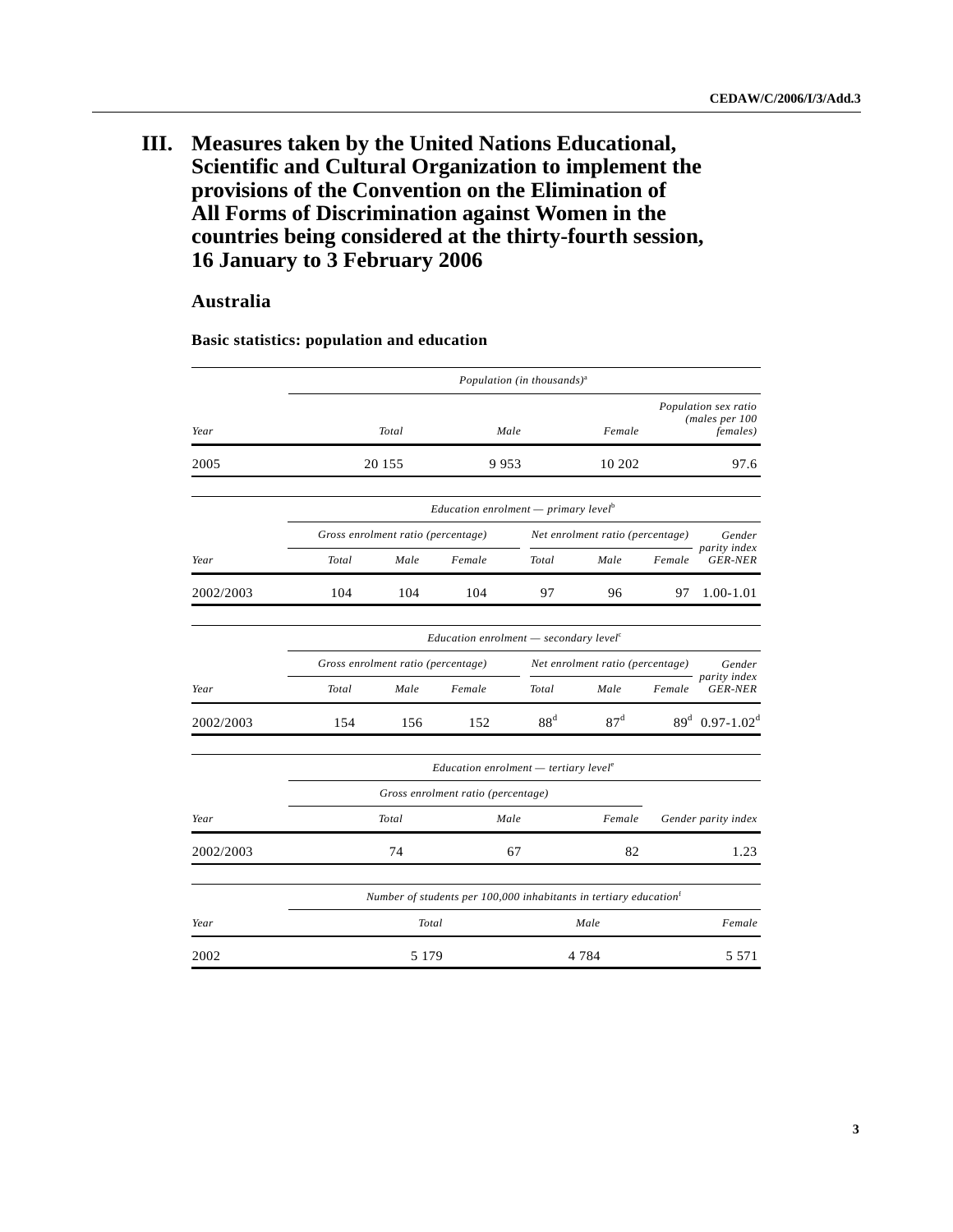# III. Measures taken by the United Nations Educational, Scientific and Cultural Organization to implement the provisions of the Convention on the Elimination of All Forms of Discrimination against Women in the countries being considered at the thirty-fourth session, 16 January to 3 February 2006

## Australia

### Basic statistics: population and education

| | *Population (in thousands)*[a] | | | |
|---|---|---|---|---|
| *Year* | *Total* | *Male* | *Female* | *Population sex ratio (males per 100 females)* |
| 2005 | 20 155 | 9 953 | 10 202 | 97.6 |

| | *Education enrolment — primary level*[b] | | | | | | |
|---|---|---|---|---|---|---|---|
| | *Gross enrolment ratio (percentage)* | | | *Net enrolment ratio (percentage)* | | | *Gender parity index GER-NER* |
| *Year* | *Total* | *Male* | *Female* | *Total* | *Male* | *Female* | |
| 2002/2003 | 104 | 104 | 104 | 97 | 96 | 97 | 1.00-1.01 |

| | *Education enrolment — secondary level*[c] | | | | | | |
|---|---|---|---|---|---|---|---|
| | *Gross enrolment ratio (percentage)* | | | *Net enrolment ratio (percentage)* | | | *Gender parity index GER-NER* |
| *Year* | *Total* | *Male* | *Female* | *Total* | *Male* | *Female* | |
| 2002/2003 | 154 | 156 | 152 | 88[d] | 87[d] | 89[d] | 0.97-1.02[d] |

| | *Education enrolment — tertiary level*[e] | | | |
|---|---|---|---|---|
| | *Gross enrolment ratio (percentage)* | | | |
| *Year* | *Total* | *Male* | *Female* | *Gender parity index* |
| 2002/2003 | 74 | 67 | 82 | 1.23 |

| | *Number of students per 100,000 inhabitants in tertiary education*[f] | | |
|---|---|---|---|
| *Year* | *Total* | *Male* | *Female* |
| 2002 | 5 179 | 4 784 | 5 571 |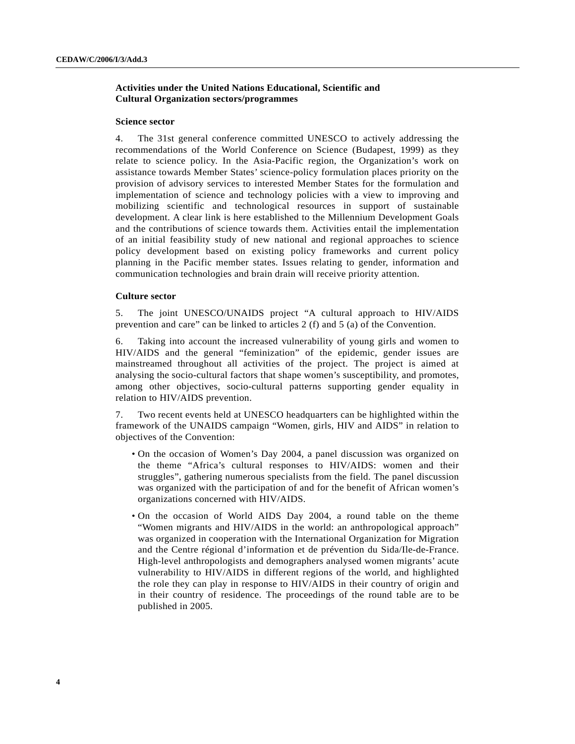### Activities under the United Nations Educational, Scientific and Cultural Organization sectors/programmes

#### Science sector

4. The 31st general conference committed UNESCO to actively addressing the recommendations of the World Conference on Science (Budapest, 1999) as they relate to science policy. In the Asia-Pacific region, the Organization's work on assistance towards Member States' science-policy formulation places priority on the provision of advisory services to interested Member States for the formulation and implementation of science and technology policies with a view to improving and mobilizing scientific and technological resources in support of sustainable development. A clear link is here established to the Millennium Development Goals and the contributions of science towards them. Activities entail the implementation of an initial feasibility study of new national and regional approaches to science policy development based on existing policy frameworks and current policy planning in the Pacific member states. Issues relating to gender, information and communication technologies and brain drain will receive priority attention.

#### Culture sector

5. The joint UNESCO/UNAIDS project "A cultural approach to HIV/AIDS prevention and care" can be linked to articles 2 (f) and 5 (a) of the Convention.

6. Taking into account the increased vulnerability of young girls and women to HIV/AIDS and the general "feminization" of the epidemic, gender issues are mainstreamed throughout all activities of the project. The project is aimed at analysing the socio-cultural factors that shape women's susceptibility, and promotes, among other objectives, socio-cultural patterns supporting gender equality in relation to HIV/AIDS prevention.

7. Two recent events held at UNESCO headquarters can be highlighted within the framework of the UNAIDS campaign "Women, girls, HIV and AIDS" in relation to objectives of the Convention:

- On the occasion of Women's Day 2004, a panel discussion was organized on the theme "Africa's cultural responses to HIV/AIDS: women and their struggles", gathering numerous specialists from the field. The panel discussion was organized with the participation of and for the benefit of African women's organizations concerned with HIV/AIDS.
- On the occasion of World AIDS Day 2004, a round table on the theme "Women migrants and HIV/AIDS in the world: an anthropological approach" was organized in cooperation with the International Organization for Migration and the Centre régional d'information et de prévention du Sida/Ile-de-France. High-level anthropologists and demographers analysed women migrants' acute vulnerability to HIV/AIDS in different regions of the world, and highlighted the role they can play in response to HIV/AIDS in their country of origin and in their country of residence. The proceedings of the round table are to be published in 2005.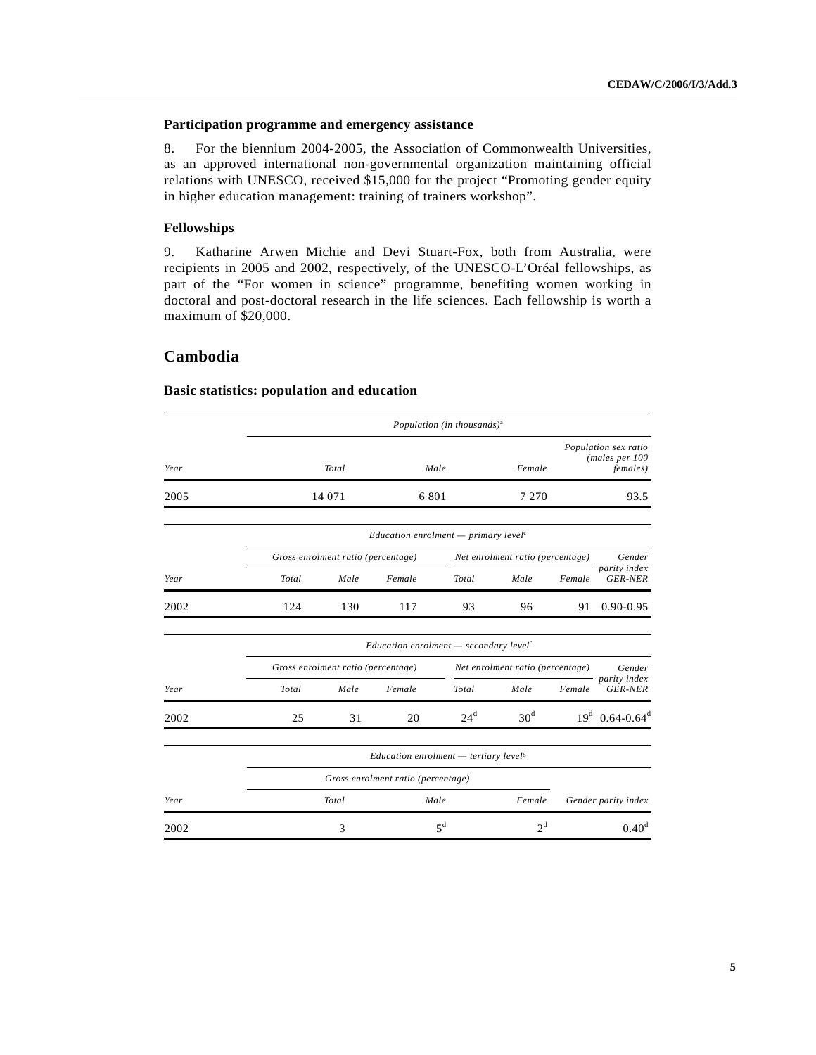### Participation programme and emergency assistance

8. For the biennium 2004-2005, the Association of Commonwealth Universities, as an approved international non-governmental organization maintaining official relations with UNESCO, received $15,000 for the project "Promoting gender equity in higher education management: training of trainers workshop".

### Fellowships

9. Katharine Arwen Michie and Devi Stuart-Fox, both from Australia, were recipients in 2005 and 2002, respectively, of the UNESCO-L'Oréal fellowships, as part of the "For women in science" programme, benefiting women working in doctoral and post-doctoral research in the life sciences. Each fellowship is worth a maximum of $20,000.

## Cambodia

### Basic statistics: population and education

| | *Population (in thousands)*[a] | | | |
|---|---|---|---|---|
| *Year* | *Total* | *Male* | *Female* | *Population sex ratio (males per 100 females)* |
| 2005 | 14 071 | 6 801 | 7 270 | 93.5 |

| | *Education enrolment — primary level*[c] | | | | | | |
|---|---|---|---|---|---|---|---|
| | *Gross enrolment ratio (percentage)* | | | *Net enrolment ratio (percentage)* | | | *Gender parity index GER-NER* |
| *Year* | *Total* | *Male* | *Female* | *Total* | *Male* | *Female* | |
| 2002 | 124 | 130 | 117 | 93 | 96 | 91 | 0.90-0.95 |

| | *Education enrolment — secondary level*[c] | | | | | | |
|---|---|---|---|---|---|---|---|
| | *Gross enrolment ratio (percentage)* | | | *Net enrolment ratio (percentage)* | | | *Gender parity index GER-NER* |
| *Year* | *Total* | *Male* | *Female* | *Total* | *Male* | *Female* | |
| 2002 | 25 | 31 | 20 | 24[d] | 30[d] | 19[d] | 0.64-0.64[d] |

| | *Education enrolment — tertiary level*[g] | | | |
|---|---|---|---|---|
| | *Gross enrolment ratio (percentage)* | | | |
| *Year* | *Total* | *Male* | *Female* | *Gender parity index* |
| 2002 | 3 | 5[d] | 2[d] | 0.40[d] |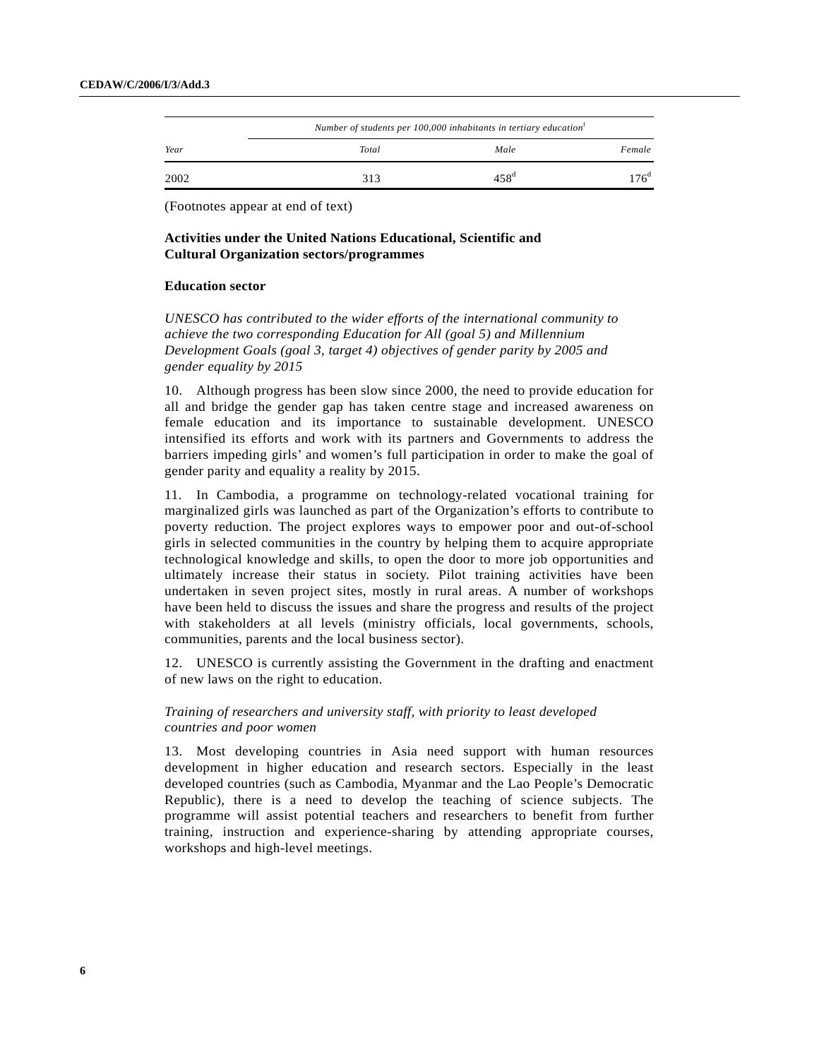| Year | Number of students per 100,000 inhabitants in tertiary education[f] | | |
|---|---|---|---|
| | Total | Male | Female |
| 2002 | 313 | 458[d] | 176[d] |

(Footnotes appear at end of text)

**Activities under the United Nations Educational, Scientific and Cultural Organization sectors/programmes**

**Education sector**

*UNESCO has contributed to the wider efforts of the international community to achieve the two corresponding Education for All (goal 5) and Millennium Development Goals (goal 3, target 4) objectives of gender parity by 2005 and gender equality by 2015*

10. Although progress has been slow since 2000, the need to provide education for all and bridge the gender gap has taken centre stage and increased awareness on female education and its importance to sustainable development. UNESCO intensified its efforts and work with its partners and Governments to address the barriers impeding girls' and women's full participation in order to make the goal of gender parity and equality a reality by 2015.

11. In Cambodia, a programme on technology-related vocational training for marginalized girls was launched as part of the Organization's efforts to contribute to poverty reduction. The project explores ways to empower poor and out-of-school girls in selected communities in the country by helping them to acquire appropriate technological knowledge and skills, to open the door to more job opportunities and ultimately increase their status in society. Pilot training activities have been undertaken in seven project sites, mostly in rural areas. A number of workshops have been held to discuss the issues and share the progress and results of the project with stakeholders at all levels (ministry officials, local governments, schools, communities, parents and the local business sector).

12. UNESCO is currently assisting the Government in the drafting and enactment of new laws on the right to education.

*Training of researchers and university staff, with priority to least developed countries and poor women*

13. Most developing countries in Asia need support with human resources development in higher education and research sectors. Especially in the least developed countries (such as Cambodia, Myanmar and the Lao People's Democratic Republic), there is a need to develop the teaching of science subjects. The programme will assist potential teachers and researchers to benefit from further training, instruction and experience-sharing by attending appropriate courses, workshops and high-level meetings.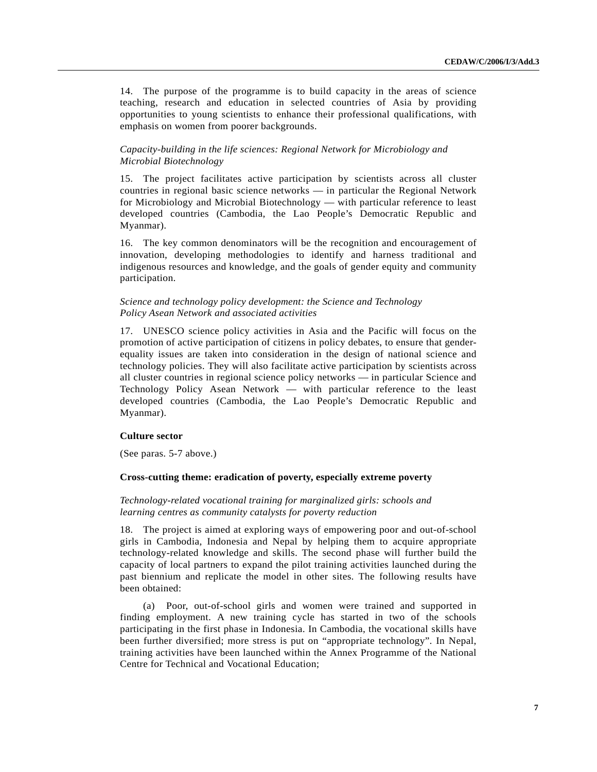14. The purpose of the programme is to build capacity in the areas of science teaching, research and education in selected countries of Asia by providing opportunities to young scientists to enhance their professional qualifications, with emphasis on women from poorer backgrounds.

*Capacity-building in the life sciences: Regional Network for Microbiology and Microbial Biotechnology*

15. The project facilitates active participation by scientists across all cluster countries in regional basic science networks — in particular the Regional Network for Microbiology and Microbial Biotechnology — with particular reference to least developed countries (Cambodia, the Lao People's Democratic Republic and Myanmar).

16. The key common denominators will be the recognition and encouragement of innovation, developing methodologies to identify and harness traditional and indigenous resources and knowledge, and the goals of gender equity and community participation.

*Science and technology policy development: the Science and Technology Policy Asean Network and associated activities*

17. UNESCO science policy activities in Asia and the Pacific will focus on the promotion of active participation of citizens in policy debates, to ensure that gender-equality issues are taken into consideration in the design of national science and technology policies. They will also facilitate active participation by scientists across all cluster countries in regional science policy networks — in particular Science and Technology Policy Asean Network — with particular reference to the least developed countries (Cambodia, the Lao People's Democratic Republic and Myanmar).

**Culture sector**

(See paras. 5-7 above.)

**Cross-cutting theme: eradication of poverty, especially extreme poverty**

*Technology-related vocational training for marginalized girls: schools and learning centres as community catalysts for poverty reduction*

18. The project is aimed at exploring ways of empowering poor and out-of-school girls in Cambodia, Indonesia and Nepal by helping them to acquire appropriate technology-related knowledge and skills. The second phase will further build the capacity of local partners to expand the pilot training activities launched during the past biennium and replicate the model in other sites. The following results have been obtained:

(a) Poor, out-of-school girls and women were trained and supported in finding employment. A new training cycle has started in two of the schools participating in the first phase in Indonesia. In Cambodia, the vocational skills have been further diversified; more stress is put on "appropriate technology". In Nepal, training activities have been launched within the Annex Programme of the National Centre for Technical and Vocational Education;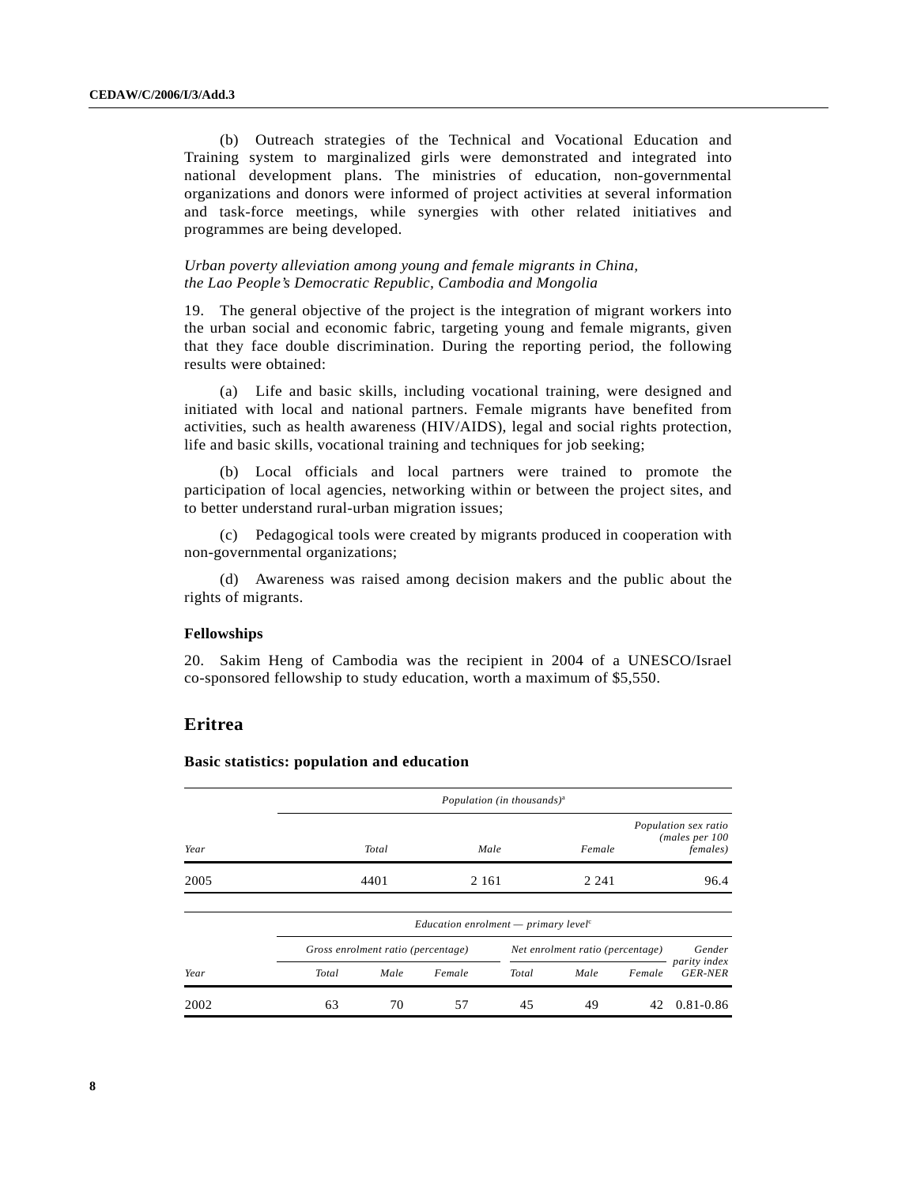(b) Outreach strategies of the Technical and Vocational Education and Training system to marginalized girls were demonstrated and integrated into national development plans. The ministries of education, non-governmental organizations and donors were informed of project activities at several information and task-force meetings, while synergies with other related initiatives and programmes are being developed.

*Urban poverty alleviation among young and female migrants in China, the Lao People's Democratic Republic, Cambodia and Mongolia*

19. The general objective of the project is the integration of migrant workers into the urban social and economic fabric, targeting young and female migrants, given that they face double discrimination. During the reporting period, the following results were obtained:

(a) Life and basic skills, including vocational training, were designed and initiated with local and national partners. Female migrants have benefited from activities, such as health awareness (HIV/AIDS), legal and social rights protection, life and basic skills, vocational training and techniques for job seeking;

(b) Local officials and local partners were trained to promote the participation of local agencies, networking within or between the project sites, and to better understand rural-urban migration issues;

(c) Pedagogical tools were created by migrants produced in cooperation with non-governmental organizations;

(d) Awareness was raised among decision makers and the public about the rights of migrants.

**Fellowships**

20. Sakim Heng of Cambodia was the recipient in 2004 of a UNESCO/Israel co-sponsored fellowship to study education, worth a maximum of $5,550.

## Eritrea

**Basic statistics: population and education**

| | *Population (in thousands)*[a] | | | |
|---|---|---|---|---|
| *Year* | *Total* | *Male* | *Female* | *Population sex ratio (males per 100 females)* |
| 2005 | 4401 | 2 161 | 2 241 | 96.4 |

| | *Education enrolment — primary level*[c] | | | | | | |
|---|---|---|---|---|---|---|---|
| | *Gross enrolment ratio (percentage)* | | | *Net enrolment ratio (percentage)* | | | *Gender parity index GER-NER* |
| *Year* | *Total* | *Male* | *Female* | *Total* | *Male* | *Female* | |
| 2002 | 63 | 70 | 57 | 45 | 49 | 42 | 0.81-0.86 |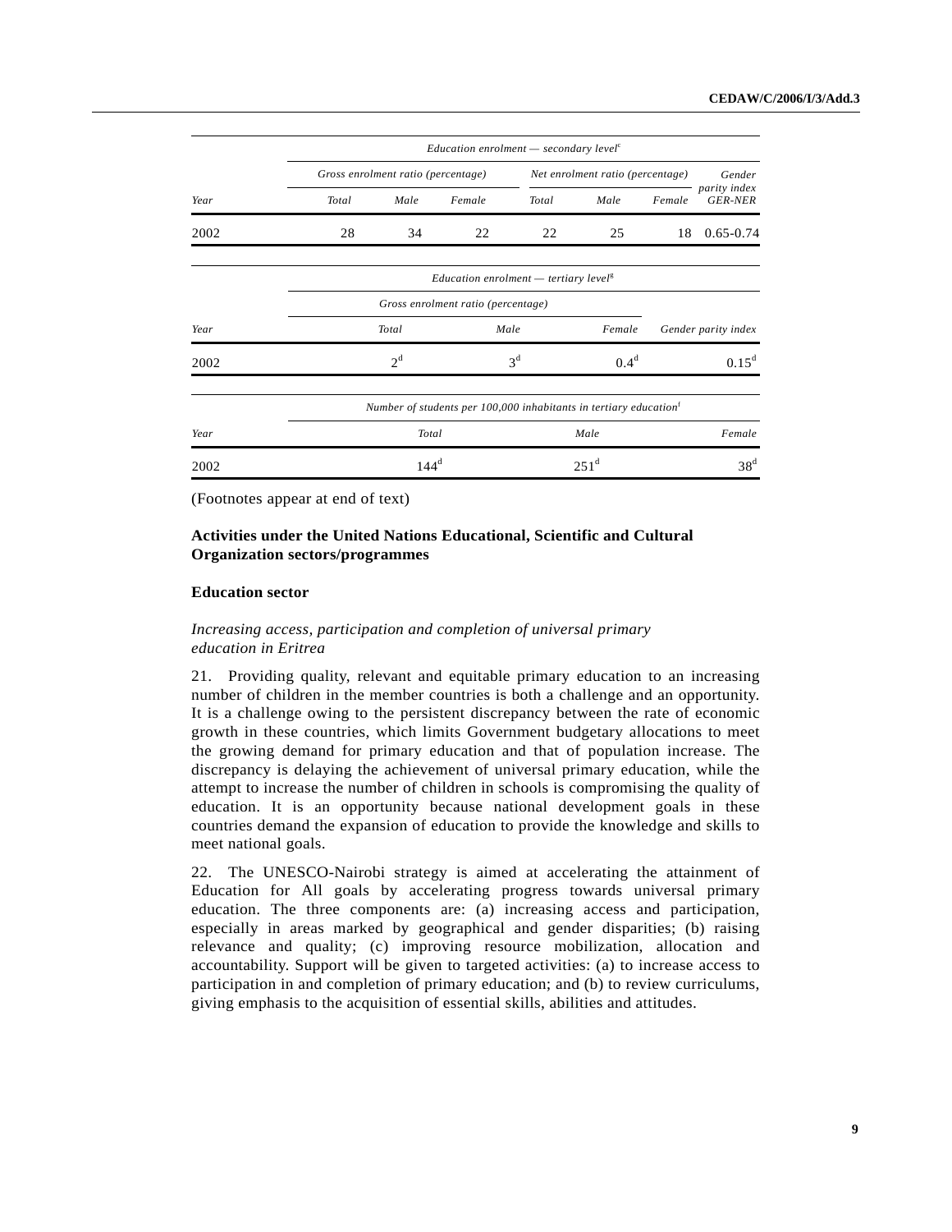| Year | *Education enrolment — secondary level*[c] | | | | | | |
|---|---|---|---|---|---|---|---|
| | *Gross enrolment ratio (percentage)* | | | *Net enrolment ratio (percentage)* | | | *Gender parity index GER-NER* |
| | *Total* | *Male* | *Female* | *Total* | *Male* | *Female* | |
| 2002 | 28 | 34 | 22 | 22 | 25 | 18 | 0.65-0.74 |

| Year | *Education enrolment — tertiary level*[g] | | | |
|---|---|---|---|---|
| | *Gross enrolment ratio (percentage)* | | | |
| | *Total* | *Male* | *Female* | *Gender parity index* |
| 2002 | 2[d] | 3[d] | 0.4[d] | 0.15[d] |

| Year | *Number of students per 100,000 inhabitants in tertiary education*[f] | | |
|---|---|---|---|
| | *Total* | *Male* | *Female* |
| 2002 | 144[d] | 251[d] | 38[d] |

(Footnotes appear at end of text)

## Activities under the United Nations Educational, Scientific and Cultural Organization sectors/programmes

### Education sector

*Increasing access, participation and completion of universal primary education in Eritrea*

21. Providing quality, relevant and equitable primary education to an increasing number of children in the member countries is both a challenge and an opportunity. It is a challenge owing to the persistent discrepancy between the rate of economic growth in these countries, which limits Government budgetary allocations to meet the growing demand for primary education and that of population increase. The discrepancy is delaying the achievement of universal primary education, while the attempt to increase the number of children in schools is compromising the quality of education. It is an opportunity because national development goals in these countries demand the expansion of education to provide the knowledge and skills to meet national goals.

22. The UNESCO-Nairobi strategy is aimed at accelerating the attainment of Education for All goals by accelerating progress towards universal primary education. The three components are: (a) increasing access and participation, especially in areas marked by geographical and gender disparities; (b) raising relevance and quality; (c) improving resource mobilization, allocation and accountability. Support will be given to targeted activities: (a) to increase access to participation in and completion of primary education; and (b) to review curriculums, giving emphasis to the acquisition of essential skills, abilities and attitudes.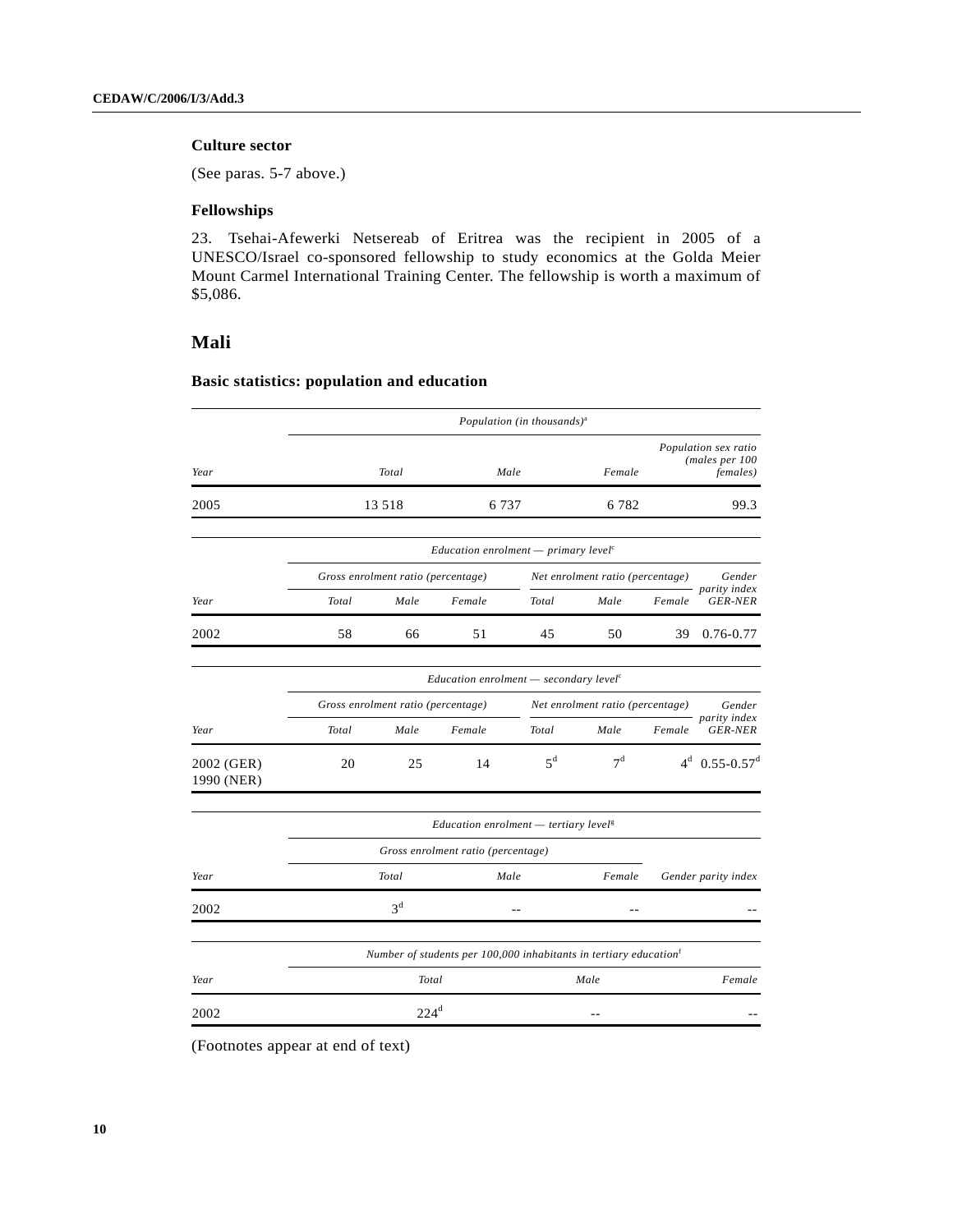### Culture sector

(See paras. 5-7 above.)

### Fellowships

23. Tsehai-Afewerki Netsereab of Eritrea was the recipient in 2005 of a UNESCO/Israel co-sponsored fellowship to study economics at the Golda Meier Mount Carmel International Training Center. The fellowship is worth a maximum of $5,086.

## Mali

### Basic statistics: population and education

| Year | *Population (in thousands)*[a] | | | |
|---|---|---|---|---|
| | *Total* | *Male* | *Female* | *Population sex ratio (males per 100 females)* |
| 2005 | 13 518 | 6 737 | 6 782 | 99.3 |

| Year | *Education enrolment — primary level*[c] | | | | | | |
|---|---|---|---|---|---|---|---|
| | *Gross enrolment ratio (percentage)* | | | *Net enrolment ratio (percentage)* | | | *Gender parity index GER-NER* |
| | *Total* | *Male* | *Female* | *Total* | *Male* | *Female* | |
| 2002 | 58 | 66 | 51 | 45 | 50 | 39 | 0.76-0.77 |

| Year | *Education enrolment — secondary level*[c] | | | | | | |
|---|---|---|---|---|---|---|---|
| | *Gross enrolment ratio (percentage)* | | | *Net enrolment ratio (percentage)* | | | *Gender parity index GER-NER* |
| | *Total* | *Male* | *Female* | *Total* | *Male* | *Female* | |
| 2002 (GER) 1990 (NER) | 20 | 25 | 14 | 5[d] | 7[d] | 4[d] | 0.55-0.57[d] |

| Year | *Education enrolment — tertiary level*[g] | | | |
|---|---|---|---|---|
| | *Gross enrolment ratio (percentage)* | | | |
| | *Total* | *Male* | *Female* | *Gender parity index* |
| 2002 | 3[d] | -- | -- | -- |

| Year | *Number of students per 100,000 inhabitants in tertiary education*[f] | | |
|---|---|---|---|
| | *Total* | *Male* | *Female* |
| 2002 | 224[d] | -- | -- |

(Footnotes appear at end of text)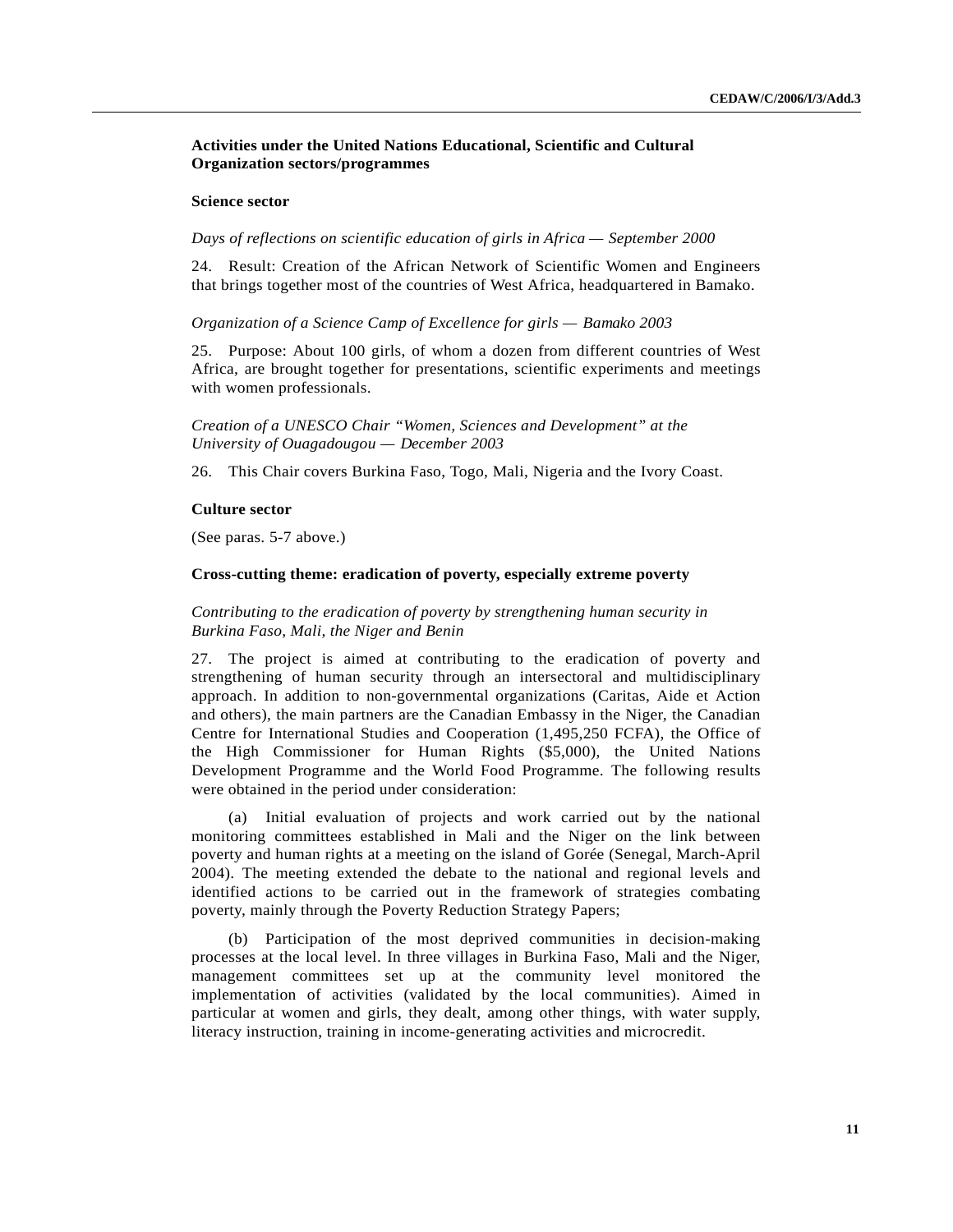### Activities under the United Nations Educational, Scientific and Cultural Organization sectors/programmes

#### Science sector

*Days of reflections on scientific education of girls in Africa — September 2000*

24. Result: Creation of the African Network of Scientific Women and Engineers that brings together most of the countries of West Africa, headquartered in Bamako.

*Organization of a Science Camp of Excellence for girls — Bamako 2003*

25. Purpose: About 100 girls, of whom a dozen from different countries of West Africa, are brought together for presentations, scientific experiments and meetings with women professionals.

*Creation of a UNESCO Chair "Women, Sciences and Development" at the University of Ouagadougou — December 2003*

26. This Chair covers Burkina Faso, Togo, Mali, Nigeria and the Ivory Coast.

#### Culture sector

(See paras. 5-7 above.)

#### Cross-cutting theme: eradication of poverty, especially extreme poverty

*Contributing to the eradication of poverty by strengthening human security in Burkina Faso, Mali, the Niger and Benin*

27. The project is aimed at contributing to the eradication of poverty and strengthening of human security through an intersectoral and multidisciplinary approach. In addition to non-governmental organizations (Caritas, Aide et Action and others), the main partners are the Canadian Embassy in the Niger, the Canadian Centre for International Studies and Cooperation (1,495,250 FCFA), the Office of the High Commissioner for Human Rights ($5,000), the United Nations Development Programme and the World Food Programme. The following results were obtained in the period under consideration:

(a) Initial evaluation of projects and work carried out by the national monitoring committees established in Mali and the Niger on the link between poverty and human rights at a meeting on the island of Gorée (Senegal, March-April 2004). The meeting extended the debate to the national and regional levels and identified actions to be carried out in the framework of strategies combating poverty, mainly through the Poverty Reduction Strategy Papers;

(b) Participation of the most deprived communities in decision-making processes at the local level. In three villages in Burkina Faso, Mali and the Niger, management committees set up at the community level monitored the implementation of activities (validated by the local communities). Aimed in particular at women and girls, they dealt, among other things, with water supply, literacy instruction, training in income-generating activities and microcredit.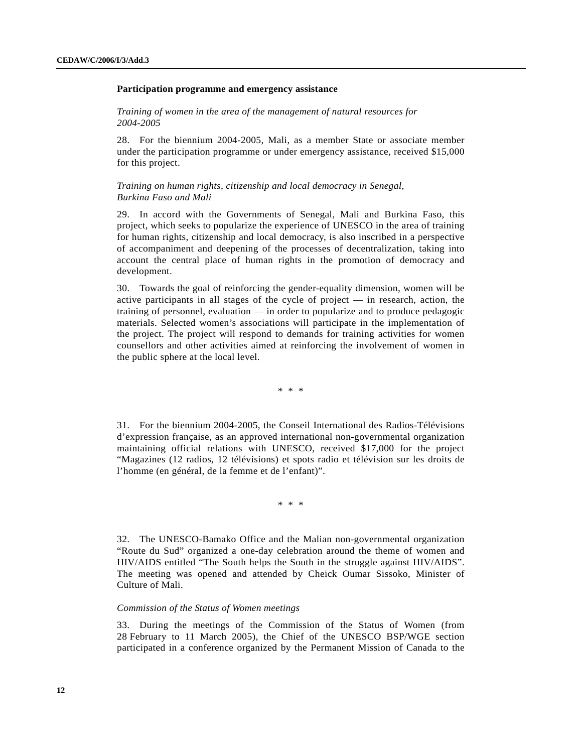**Participation programme and emergency assistance**

*Training of women in the area of the management of natural resources for 2004-2005*

28. For the biennium 2004-2005, Mali, as a member State or associate member under the participation programme or under emergency assistance, received $15,000 for this project.

*Training on human rights, citizenship and local democracy in Senegal, Burkina Faso and Mali*

29. In accord with the Governments of Senegal, Mali and Burkina Faso, this project, which seeks to popularize the experience of UNESCO in the area of training for human rights, citizenship and local democracy, is also inscribed in a perspective of accompaniment and deepening of the processes of decentralization, taking into account the central place of human rights in the promotion of democracy and development.

30. Towards the goal of reinforcing the gender-equality dimension, women will be active participants in all stages of the cycle of project — in research, action, the training of personnel, evaluation — in order to popularize and to produce pedagogic materials. Selected women's associations will participate in the implementation of the project. The project will respond to demands for training activities for women counsellors and other activities aimed at reinforcing the involvement of women in the public sphere at the local level.

\* \* \*

31. For the biennium 2004-2005, the Conseil International des Radios-Télévisions d'expression française, as an approved international non-governmental organization maintaining official relations with UNESCO, received $17,000 for the project "Magazines (12 radios, 12 télévisions) et spots radio et télévision sur les droits de l'homme (en général, de la femme et de l'enfant)".

\* \* \*

32. The UNESCO-Bamako Office and the Malian non-governmental organization "Route du Sud" organized a one-day celebration around the theme of women and HIV/AIDS entitled "The South helps the South in the struggle against HIV/AIDS". The meeting was opened and attended by Cheick Oumar Sissoko, Minister of Culture of Mali.

*Commission of the Status of Women meetings*

33. During the meetings of the Commission of the Status of Women (from 28 February to 11 March 2005), the Chief of the UNESCO BSP/WGE section participated in a conference organized by the Permanent Mission of Canada to the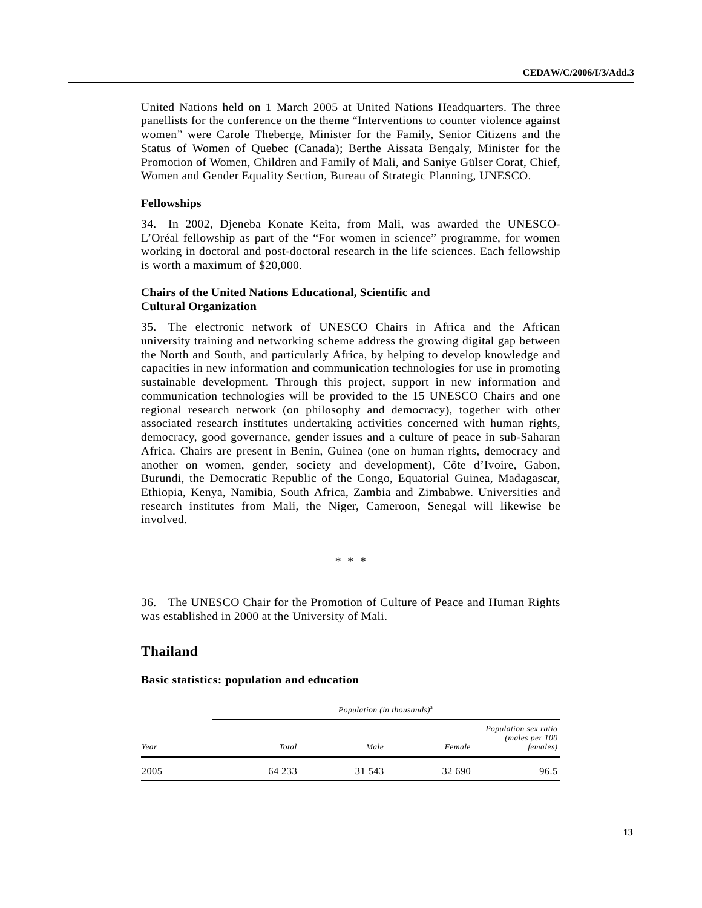United Nations held on 1 March 2005 at United Nations Headquarters. The three panellists for the conference on the theme "Interventions to counter violence against women" were Carole Theberge, Minister for the Family, Senior Citizens and the Status of Women of Quebec (Canada); Berthe Aissata Bengaly, Minister for the Promotion of Women, Children and Family of Mali, and Saniye Gülser Corat, Chief, Women and Gender Equality Section, Bureau of Strategic Planning, UNESCO.

**Fellowships**

34. In 2002, Djeneba Konate Keita, from Mali, was awarded the UNESCO-L'Oréal fellowship as part of the "For women in science" programme, for women working in doctoral and post-doctoral research in the life sciences. Each fellowship is worth a maximum of $20,000.

**Chairs of the United Nations Educational, Scientific and Cultural Organization**

35. The electronic network of UNESCO Chairs in Africa and the African university training and networking scheme address the growing digital gap between the North and South, and particularly Africa, by helping to develop knowledge and capacities in new information and communication technologies for use in promoting sustainable development. Through this project, support in new information and communication technologies will be provided to the 15 UNESCO Chairs and one regional research network (on philosophy and democracy), together with other associated research institutes undertaking activities concerned with human rights, democracy, good governance, gender issues and a culture of peace in sub-Saharan Africa. Chairs are present in Benin, Guinea (one on human rights, democracy and another on women, gender, society and development), Côte d'Ivoire, Gabon, Burundi, the Democratic Republic of the Congo, Equatorial Guinea, Madagascar, Ethiopia, Kenya, Namibia, South Africa, Zambia and Zimbabwe. Universities and research institutes from Mali, the Niger, Cameroon, Senegal will likewise be involved.

\* \* \*

36. The UNESCO Chair for the Promotion of Culture of Peace and Human Rights was established in 2000 at the University of Mali.

## Thailand

**Basic statistics: population and education**

| | *Population (in thousands)*[a] | | | |
|---|---|---|---|---|
| *Year* | *Total* | *Male* | *Female* | *Population sex ratio (males per 100 females)* |
| 2005 | 64 233 | 31 543 | 32 690 | 96.5 |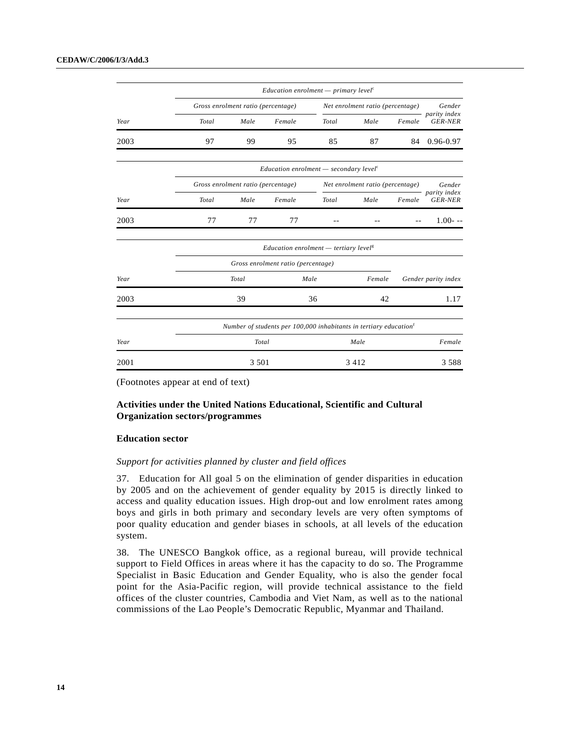| Year | Education enrolment — primary level[c] | | | | | | |
|---|---|---|---|---|---|---|---|
| | Gross enrolment ratio (percentage) | | | Net enrolment ratio (percentage) | | | Gender parity index GER-NER |
| | Total | Male | Female | Total | Male | Female | |
| 2003 | 97 | 99 | 95 | 85 | 87 | 84 | 0.96-0.97 |

| Year | Education enrolment — secondary level[c] | | | | | | |
|---|---|---|---|---|---|---|---|
| | Gross enrolment ratio (percentage) | | | Net enrolment ratio (percentage) | | | Gender parity index GER-NER |
| | Total | Male | Female | Total | Male | Female | |
| 2003 | 77 | 77 | 77 | -- | -- | -- | 1.00- -- |

| Year | Education enrolment — tertiary level[g] | | | |
|---|---|---|---|---|
| | Gross enrolment ratio (percentage) | | | |
| | Total | Male | Female | Gender parity index |
| 2003 | 39 | 36 | 42 | 1.17 |

| Year | Number of students per 100,000 inhabitants in tertiary education[f] | | |
|---|---|---|---|
| | Total | Male | Female |
| 2001 | 3 501 | 3 412 | 3 588 |

(Footnotes appear at end of text)

### Activities under the United Nations Educational, Scientific and Cultural Organization sectors/programmes

#### Education sector

*Support for activities planned by cluster and field offices*

37. Education for All goal 5 on the elimination of gender disparities in education by 2005 and on the achievement of gender equality by 2015 is directly linked to access and quality education issues. High drop-out and low enrolment rates among boys and girls in both primary and secondary levels are very often symptoms of poor quality education and gender biases in schools, at all levels of the education system.

38. The UNESCO Bangkok office, as a regional bureau, will provide technical support to Field Offices in areas where it has the capacity to do so. The Programme Specialist in Basic Education and Gender Equality, who is also the gender focal point for the Asia-Pacific region, will provide technical assistance to the field offices of the cluster countries, Cambodia and Viet Nam, as well as to the national commissions of the Lao People's Democratic Republic, Myanmar and Thailand.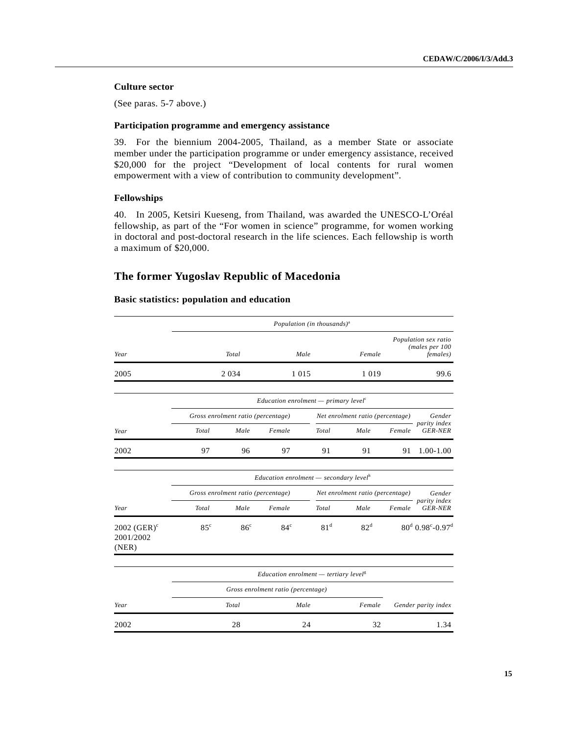**Culture sector**

(See paras. 5-7 above.)

**Participation programme and emergency assistance**

39. For the biennium 2004-2005, Thailand, as a member State or associate member under the participation programme or under emergency assistance, received \$20,000 for the project "Development of local contents for rural women empowerment with a view of contribution to community development".

**Fellowships**

40. In 2005, Ketsiri Kueseng, from Thailand, was awarded the UNESCO-L'Oréal fellowship, as part of the "For women in science" programme, for women working in doctoral and post-doctoral research in the life sciences. Each fellowship is worth a maximum of \$20,000.

## The former Yugoslav Republic of Macedonia

**Basic statistics: population and education**

| | *Population (in thousands)*[a] | | | |
|---|---|---|---|---|
| *Year* | *Total* | *Male* | *Female* | *Population sex ratio (males per 100 females)* |
| 2005 | 2 034 | 1 015 | 1 019 | 99.6 |

| | *Education enrolment — primary level*[c] | | | | | | |
|---|---|---|---|---|---|---|---|
| | *Gross enrolment ratio (percentage)* | | | *Net enrolment ratio (percentage)* | | | *Gender parity index GER-NER* |
| *Year* | *Total* | *Male* | *Female* | *Total* | *Male* | *Female* | |
| 2002 | 97 | 96 | 97 | 91 | 91 | 91 | 1.00-1.00 |

| | *Education enrolment — secondary level*[h] | | | | | | |
|---|---|---|---|---|---|---|---|
| | *Gross enrolment ratio (percentage)* | | | *Net enrolment ratio (percentage)* | | | *Gender parity index GER-NER* |
| *Year* | *Total* | *Male* | *Female* | *Total* | *Male* | *Female* | |
| 2002 (GER)[c] 2001/2002 (NER) | 85[c] | 86[c] | 84[c] | 81[d] | 82[d] | 80[d] | 0.98[c]-0.97[d] |

| | *Education enrolment — tertiary level*[g] | | | |
|---|---|---|---|---|
| | *Gross enrolment ratio (percentage)* | | | |
| *Year* | *Total* | *Male* | *Female* | *Gender parity index* |
| 2002 | 28 | 24 | 32 | 1.34 |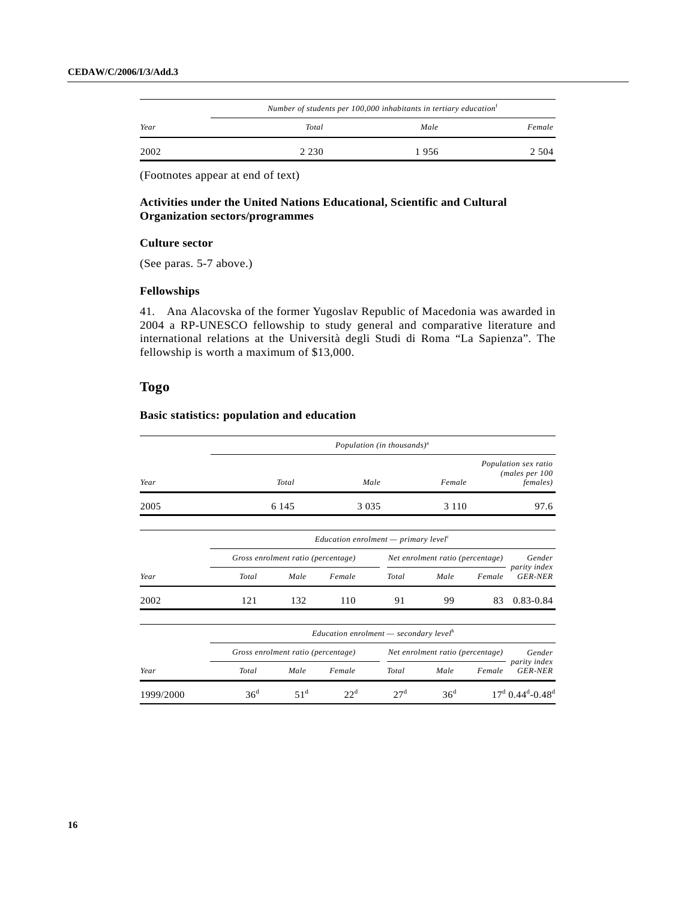| Year | Number of students per 100,000 inhabitants in tertiary education[f] | | |
|---|---|---|---|
| | Total | Male | Female |
| 2002 | 2 230 | 1 956 | 2 504 |

(Footnotes appear at end of text)

### Activities under the United Nations Educational, Scientific and Cultural Organization sectors/programmes

#### Culture sector

(See paras. 5-7 above.)

#### Fellowships

41. Ana Alacovska of the former Yugoslav Republic of Macedonia was awarded in 2004 a RP-UNESCO fellowship to study general and comparative literature and international relations at the Università degli Studi di Roma "La Sapienza". The fellowship is worth a maximum of $13,000.

## Togo

### Basic statistics: population and education

| Year | Population (in thousands)[a] | | | |
|---|---|---|---|---|
| | Total | Male | Female | Population sex ratio (males per 100 females) |
| 2005 | 6 145 | 3 035 | 3 110 | 97.6 |

| Year | Education enrolment — primary level[c] | | | | | | |
|---|---|---|---|---|---|---|---|
| | Gross enrolment ratio (percentage) | | | Net enrolment ratio (percentage) | | | Gender parity index GER-NER |
| | Total | Male | Female | Total | Male | Female | |
| 2002 | 121 | 132 | 110 | 91 | 99 | 83 | 0.83-0.84 |

| Year | Education enrolment — secondary level[h] | | | | | | |
|---|---|---|---|---|---|---|---|
| | Gross enrolment ratio (percentage) | | | Net enrolment ratio (percentage) | | | Gender parity index GER-NER |
| | Total | Male | Female | Total | Male | Female | |
| 1999/2000 | 36[d] | 51[d] | 22[d] | 27[d] | 36[d] | 17[d] | 0.44[d]-0.48[d] |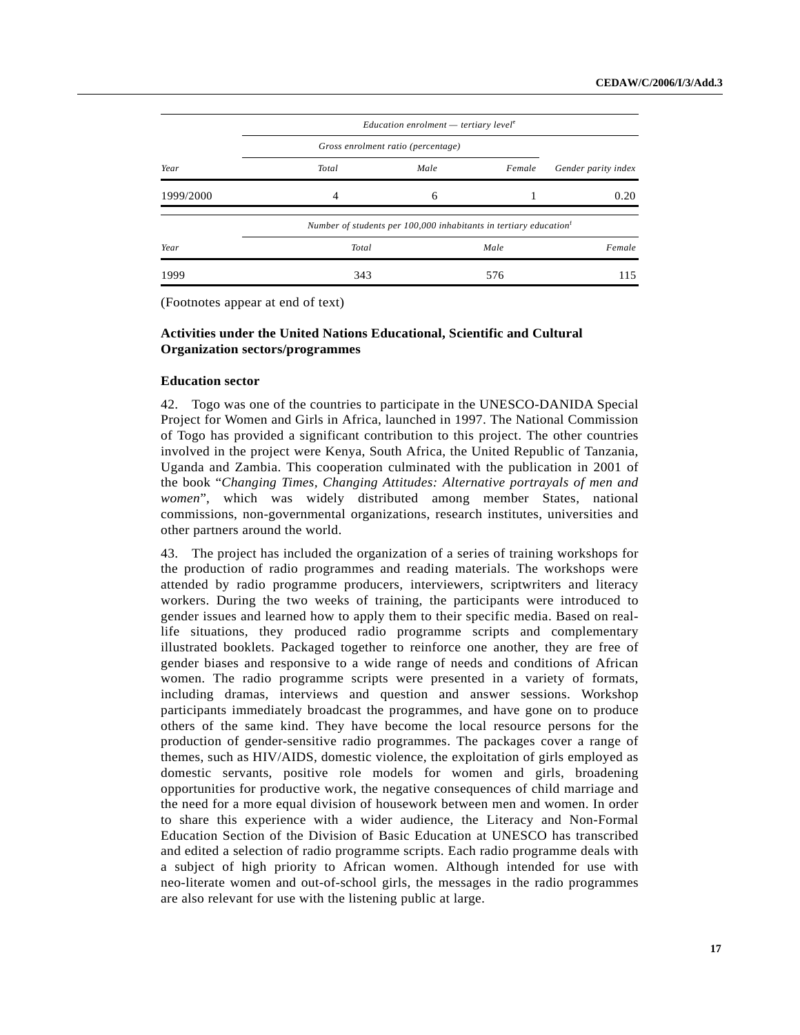| Year | *Education enrolment — tertiary level*[e] | | | |
|---|---|---|---|---|
| | *Gross enrolment ratio (percentage)* | | | |
| | *Total* | *Male* | *Female* | *Gender parity index* |
| 1999/2000 | 4 | 6 | 1 | 0.20 |

| Year | *Number of students per 100,000 inhabitants in tertiary education*[f] | | |
|---|---|---|---|
| | *Total* | *Male* | *Female* |
| 1999 | 343 | 576 | 115 |

(Footnotes appear at end of text)

### Activities under the United Nations Educational, Scientific and Cultural Organization sectors/programmes

#### Education sector

42. Togo was one of the countries to participate in the UNESCO-DANIDA Special Project for Women and Girls in Africa, launched in 1997. The National Commission of Togo has provided a significant contribution to this project. The other countries involved in the project were Kenya, South Africa, the United Republic of Tanzania, Uganda and Zambia. This cooperation culminated with the publication in 2001 of the book "*Changing Times, Changing Attitudes: Alternative portrayals of men and women*", which was widely distributed among member States, national commissions, non-governmental organizations, research institutes, universities and other partners around the world.

43. The project has included the organization of a series of training workshops for the production of radio programmes and reading materials. The workshops were attended by radio programme producers, interviewers, scriptwriters and literacy workers. During the two weeks of training, the participants were introduced to gender issues and learned how to apply them to their specific media. Based on real-life situations, they produced radio programme scripts and complementary illustrated booklets. Packaged together to reinforce one another, they are free of gender biases and responsive to a wide range of needs and conditions of African women. The radio programme scripts were presented in a variety of formats, including dramas, interviews and question and answer sessions. Workshop participants immediately broadcast the programmes, and have gone on to produce others of the same kind. They have become the local resource persons for the production of gender-sensitive radio programmes. The packages cover a range of themes, such as HIV/AIDS, domestic violence, the exploitation of girls employed as domestic servants, positive role models for women and girls, broadening opportunities for productive work, the negative consequences of child marriage and the need for a more equal division of housework between men and women. In order to share this experience with a wider audience, the Literacy and Non-Formal Education Section of the Division of Basic Education at UNESCO has transcribed and edited a selection of radio programme scripts. Each radio programme deals with a subject of high priority to African women. Although intended for use with neo-literate women and out-of-school girls, the messages in the radio programmes are also relevant for use with the listening public at large.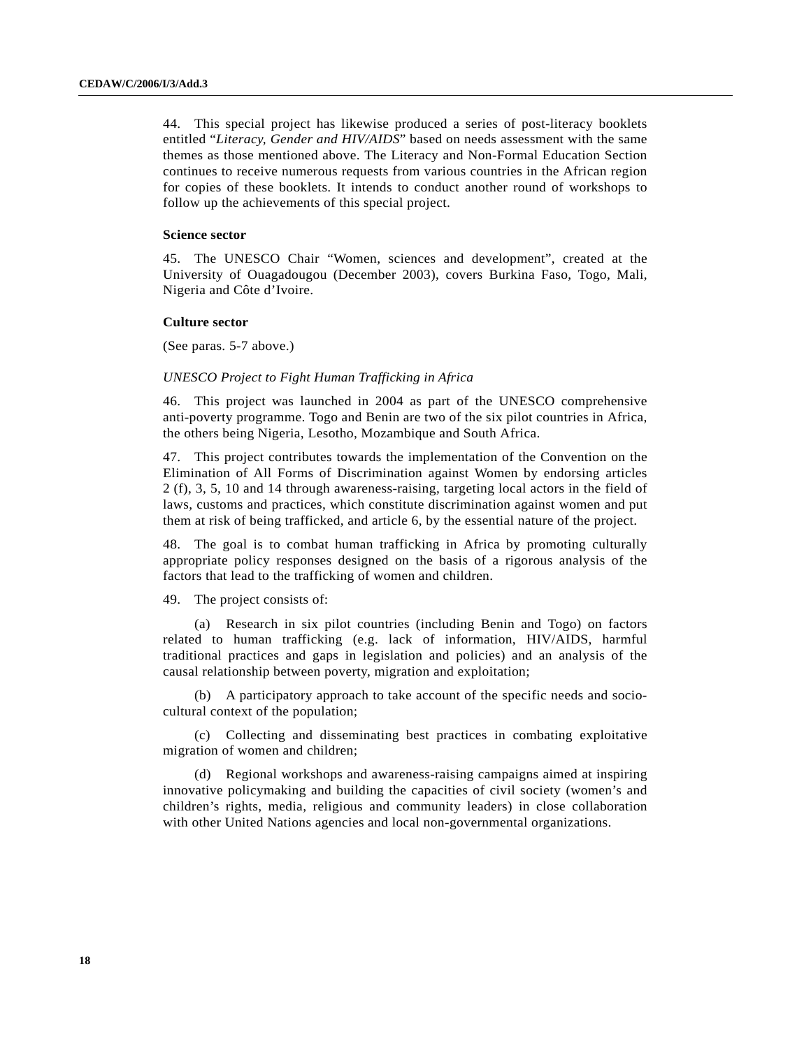44. This special project has likewise produced a series of post-literacy booklets entitled "*Literacy, Gender and HIV/AIDS*" based on needs assessment with the same themes as those mentioned above. The Literacy and Non-Formal Education Section continues to receive numerous requests from various countries in the African region for copies of these booklets. It intends to conduct another round of workshops to follow up the achievements of this special project.

**Science sector**

45. The UNESCO Chair "Women, sciences and development", created at the University of Ouagadougou (December 2003), covers Burkina Faso, Togo, Mali, Nigeria and Côte d'Ivoire.

**Culture sector**

(See paras. 5-7 above.)

*UNESCO Project to Fight Human Trafficking in Africa*

46. This project was launched in 2004 as part of the UNESCO comprehensive anti-poverty programme. Togo and Benin are two of the six pilot countries in Africa, the others being Nigeria, Lesotho, Mozambique and South Africa.

47. This project contributes towards the implementation of the Convention on the Elimination of All Forms of Discrimination against Women by endorsing articles 2 (f), 3, 5, 10 and 14 through awareness-raising, targeting local actors in the field of laws, customs and practices, which constitute discrimination against women and put them at risk of being trafficked, and article 6, by the essential nature of the project.

48. The goal is to combat human trafficking in Africa by promoting culturally appropriate policy responses designed on the basis of a rigorous analysis of the factors that lead to the trafficking of women and children.

49. The project consists of:

(a) Research in six pilot countries (including Benin and Togo) on factors related to human trafficking (e.g. lack of information, HIV/AIDS, harmful traditional practices and gaps in legislation and policies) and an analysis of the causal relationship between poverty, migration and exploitation;

(b) A participatory approach to take account of the specific needs and socio-cultural context of the population;

(c) Collecting and disseminating best practices in combating exploitative migration of women and children;

(d) Regional workshops and awareness-raising campaigns aimed at inspiring innovative policymaking and building the capacities of civil society (women's and children's rights, media, religious and community leaders) in close collaboration with other United Nations agencies and local non-governmental organizations.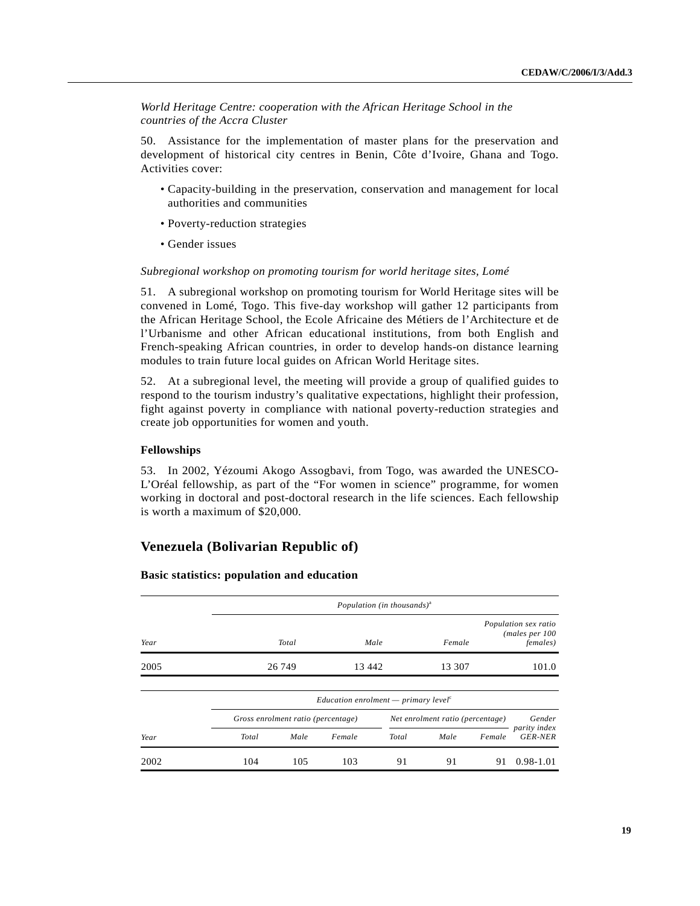*World Heritage Centre: cooperation with the African Heritage School in the countries of the Accra Cluster*

50. Assistance for the implementation of master plans for the preservation and development of historical city centres in Benin, Côte d'Ivoire, Ghana and Togo. Activities cover:

- Capacity-building in the preservation, conservation and management for local authorities and communities
- Poverty-reduction strategies
- Gender issues

*Subregional workshop on promoting tourism for world heritage sites, Lomé*

51. A subregional workshop on promoting tourism for World Heritage sites will be convened in Lomé, Togo. This five-day workshop will gather 12 participants from the African Heritage School, the Ecole Africaine des Métiers de l'Architecture et de l'Urbanisme and other African educational institutions, from both English and French-speaking African countries, in order to develop hands-on distance learning modules to train future local guides on African World Heritage sites.

52. At a subregional level, the meeting will provide a group of qualified guides to respond to the tourism industry's qualitative expectations, highlight their profession, fight against poverty in compliance with national poverty-reduction strategies and create job opportunities for women and youth.

**Fellowships**

53. In 2002, Yézoumi Akogo Assogbavi, from Togo, was awarded the UNESCO-L'Oréal fellowship, as part of the "For women in science" programme, for women working in doctoral and post-doctoral research in the life sciences. Each fellowship is worth a maximum of $20,000.

## Venezuela (Bolivarian Republic of)

**Basic statistics: population and education**

| | *Population (in thousands)*[a] | | | |
|---|---|---|---|---|
| *Year* | *Total* | *Male* | *Female* | *Population sex ratio (males per 100 females)* |
| 2005 | 26 749 | 13 442 | 13 307 | 101.0 |

| | *Education enrolment — primary level*[c] | | | | | | |
|---|---|---|---|---|---|---|---|
| | *Gross enrolment ratio (percentage)* | | | *Net enrolment ratio (percentage)* | | | *Gender parity index GER-NER* |
| *Year* | *Total* | *Male* | *Female* | *Total* | *Male* | *Female* | |
| 2002 | 104 | 105 | 103 | 91 | 91 | 91 | 0.98-1.01 |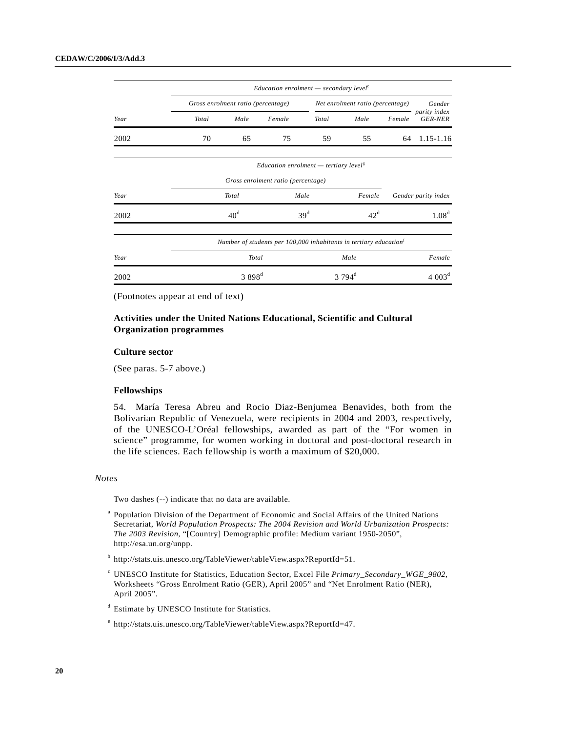| | *Education enrolment — secondary level*[c] | | | | | | |
|---|---|---|---|---|---|---|---|
| | *Gross enrolment ratio (percentage)* | | | *Net enrolment ratio (percentage)* | | | *Gender parity index GER-NER* |
| *Year* | *Total* | *Male* | *Female* | *Total* | *Male* | *Female* | |
| 2002 | 70 | 65 | 75 | 59 | 55 | 64 | 1.15-1.16 |

| | *Education enrolment — tertiary level*[g] | | | |
|---|---|---|---|---|
| | *Gross enrolment ratio (percentage)* | | | |
| *Year* | *Total* | *Male* | *Female* | *Gender parity index* |
| 2002 | 40[d] | 39[d] | 42[d] | 1.08[d] |

| | *Number of students per 100,000 inhabitants in tertiary education*[f] | | |
|---|---|---|---|
| *Year* | *Total* | *Male* | *Female* |
| 2002 | 3 898[d] | 3 794[d] | 4 003[d] |

(Footnotes appear at end of text)

### Activities under the United Nations Educational, Scientific and Cultural Organization programmes

#### Culture sector

(See paras. 5-7 above.)

#### Fellowships

54. María Teresa Abreu and Rocio Diaz-Benjumea Benavides, both from the Bolivarian Republic of Venezuela, were recipients in 2004 and 2003, respectively, of the UNESCO-L'Oréal fellowships, awarded as part of the "For women in science" programme, for women working in doctoral and post-doctoral research in the life sciences. Each fellowship is worth a maximum of $20,000.

*Notes*

Two dashes (--) indicate that no data are available.

[a] Population Division of the Department of Economic and Social Affairs of the United Nations Secretariat, *World Population Prospects: The 2004 Revision and World Urbanization Prospects: The 2003 Revision,* "[Country] Demographic profile: Medium variant 1950-2050", http://esa.un.org/unpp.

[b] http://stats.uis.unesco.org/TableViewer/tableView.aspx?ReportId=51.

[c] UNESCO Institute for Statistics, Education Sector, Excel File *Primary_Secondary_WGE_9802*, Worksheets "Gross Enrolment Ratio (GER), April 2005" and "Net Enrolment Ratio (NER), April 2005".

[d] Estimate by UNESCO Institute for Statistics.

[e] http://stats.uis.unesco.org/TableViewer/tableView.aspx?ReportId=47.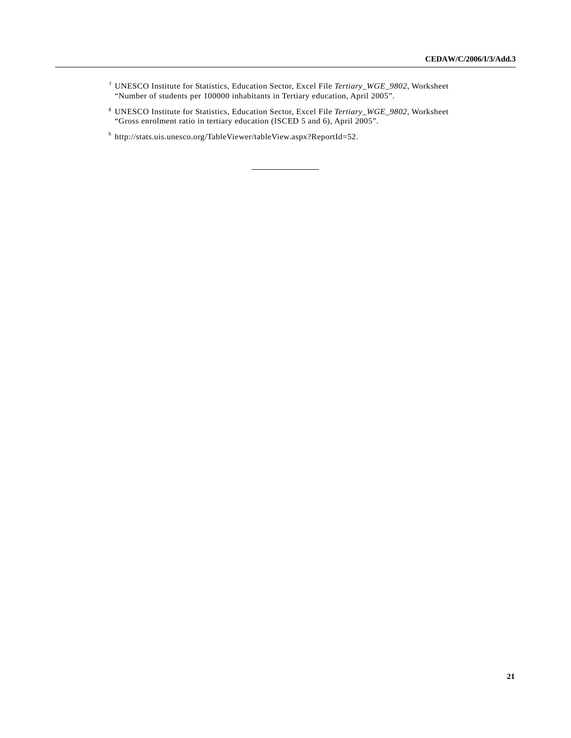[f] UNESCO Institute for Statistics, Education Sector, Excel File *Tertiary_WGE_9802*, Worksheet "Number of students per 100000 inhabitants in Tertiary education, April 2005".

[g] UNESCO Institute for Statistics, Education Sector, Excel File *Tertiary_WGE_9802*, Worksheet "Gross enrolment ratio in tertiary education (ISCED 5 and 6), April 2005".

[h] http://stats.uis.unesco.org/TableViewer/tableView.aspx?ReportId=52.